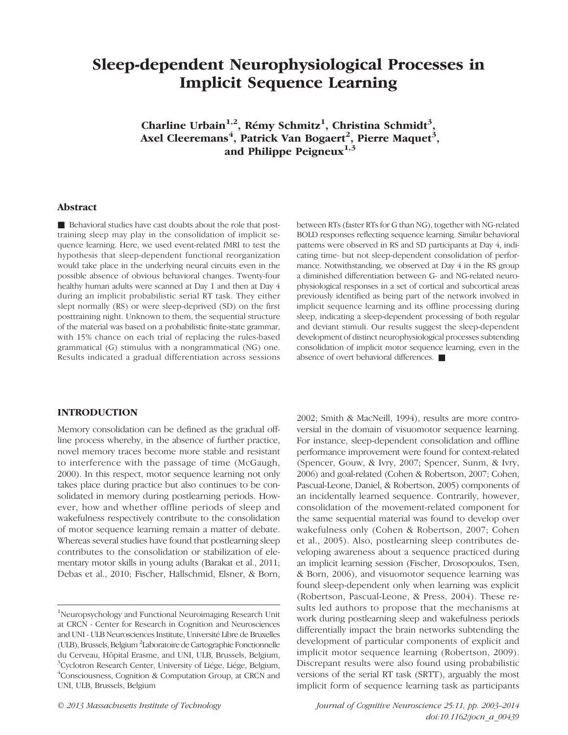# Sleep-dependent Neurophysiological Processes in Implicit Sequence Learning

**Charline Urbain[1,2], Rémy Schmitz[1], Christina Schmidt[3], Axel Cleeremans[4], Patrick Van Bogaert[2], Pierre Maquet[3], and Philippe Peigneux[1,3]**

## Abstract

■ Behavioral studies have cast doubts about the role that posttraining sleep may play in the consolidation of implicit sequence learning. Here, we used event-related fMRI to test the hypothesis that sleep-dependent functional reorganization would take place in the underlying neural circuits even in the possible absence of obvious behavioral changes. Twenty-four healthy human adults were scanned at Day 1 and then at Day 4 during an implicit probabilistic serial RT task. They either slept normally (RS) or were sleep-deprived (SD) on the first posttraining night. Unknown to them, the sequential structure of the material was based on a probabilistic finite-state grammar, with 15% chance on each trial of replacing the rules-based grammatical (G) stimulus with a nongrammatical (NG) one. Results indicated a gradual differentiation across sessions between RTs (faster RTs for G than NG), together with NG-related BOLD responses reflecting sequence learning. Similar behavioral patterns were observed in RS and SD participants at Day 4, indicating time- but not sleep-dependent consolidation of performance. Notwithstanding, we observed at Day 4 in the RS group a diminished differentiation between G- and NG-related neurophysiological responses in a set of cortical and subcortical areas previously identified as being part of the network involved in implicit sequence learning and its offline processing during sleep, indicating a sleep-dependent processing of both regular and deviant stimuli. Our results suggest the sleep-dependent development of distinct neurophysiological processes subtending consolidation of implicit motor sequence learning, even in the absence of overt behavioral differences. ■

## INTRODUCTION

Memory consolidation can be defined as the gradual offline process whereby, in the absence of further practice, novel memory traces become more stable and resistant to interference with the passage of time (McGaugh, 2000). In this respect, motor sequence learning not only takes place during practice but also continues to be consolidated in memory during postlearning periods. However, how and whether offline periods of sleep and wakefulness respectively contribute to the consolidation of motor sequence learning remain a matter of debate. Whereas several studies have found that postlearning sleep contributes to the consolidation or stabilization of elementary motor skills in young adults (Barakat et al., 2011; Debas et al., 2010; Fischer, Hallschmid, Elsner, & Born, 2002; Smith & MacNeill, 1994), results are more controversial in the domain of visuomotor sequence learning. For instance, sleep-dependent consolidation and offline performance improvement were found for context-related (Spencer, Gouw, & Ivry, 2007; Spencer, Sunm, & Ivry, 2006) and goal-related (Cohen & Robertson, 2007; Cohen, Pascual-Leone, Daniel, & Robertson, 2005) components of an incidentally learned sequence. Contrarily, however, consolidation of the movement-related component for the same sequential material was found to develop over wakefulness only (Cohen & Robertson, 2007; Cohen et al., 2005). Also, postlearning sleep contributes developing awareness about a sequence practiced during an implicit learning session (Fischer, Drosopoulos, Tsen, & Born, 2006), and visuomotor sequence learning was found sleep-dependent only when learning was explicit (Robertson, Pascual-Leone, & Press, 2004). These results led authors to propose that the mechanisms at work during postlearning sleep and wakefulness periods differentially impact the brain networks subtending the development of particular components of explicit and implicit motor sequence learning (Robertson, 2009). Discrepant results were also found using probabilistic versions of the serial RT task (SRTT), arguably the most implicit form of sequence learning task as participants

---

[1]Neuropsychology and Functional Neuroimaging Research Unit at CRCN - Center for Research in Cognition and Neurosciences and UNI - ULB Neurosciences Institute, Université Libre de Bruxelles (ULB), Brussels, Belgium [2]Laboratoire de Cartographie Fonctionnelle du Cerveau, Hôpital Erasme, and UNI, ULB, Brussels, Belgium, [3]Cyclotron Research Center, University of Liége, Liége, Belgium, [4]Consciousness, Cognition & Computation Group, at CRCN and UNI, ULB, Brussels, Belgium

© 2013 Massachusetts Institute of Technology

doi:10.1162/jocn_a_00439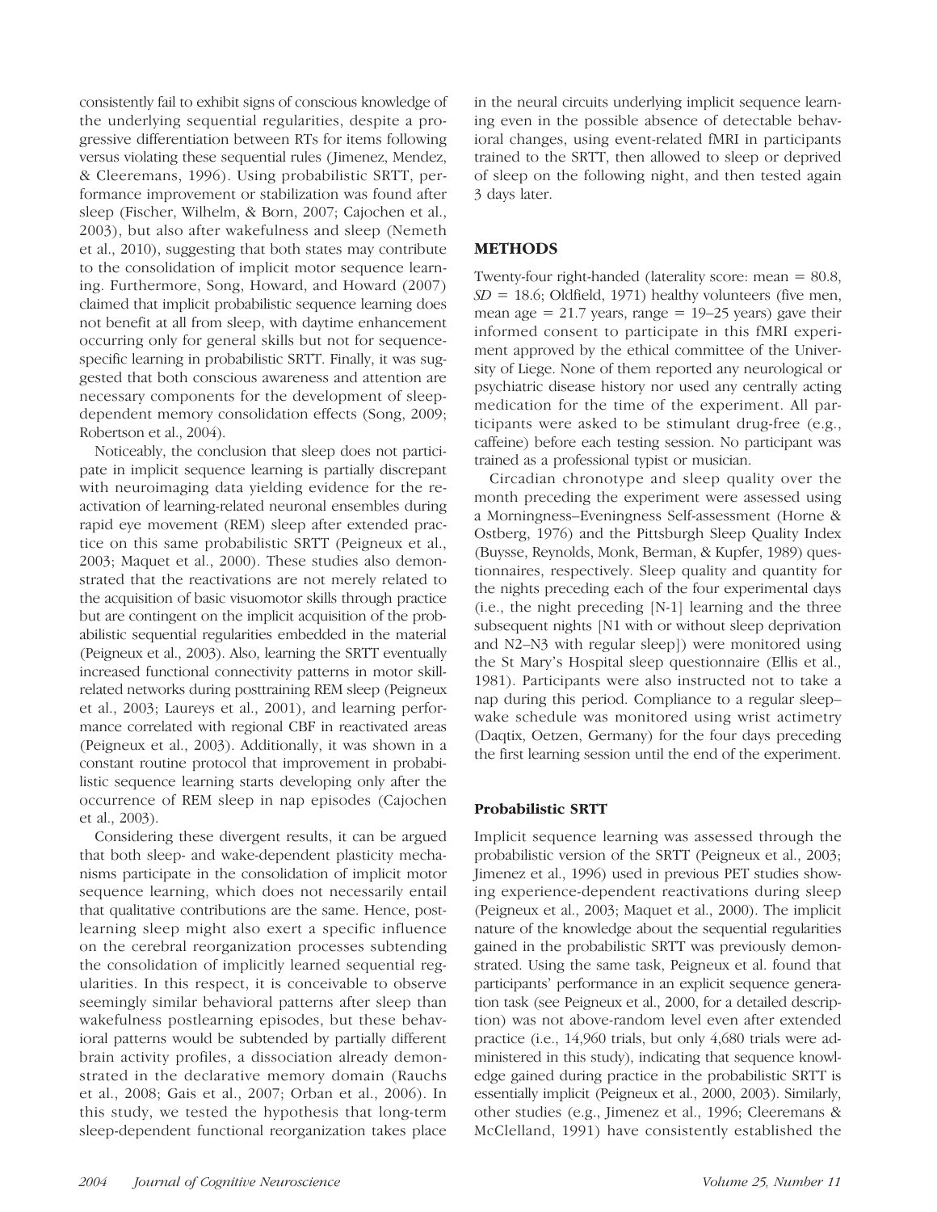consistently fail to exhibit signs of conscious knowledge of the underlying sequential regularities, despite a progressive differentiation between RTs for items following versus violating these sequential rules (Jimenez, Mendez, & Cleeremans, 1996). Using probabilistic SRTT, performance improvement or stabilization was found after sleep (Fischer, Wilhelm, & Born, 2007; Cajochen et al., 2003), but also after wakefulness and sleep (Nemeth et al., 2010), suggesting that both states may contribute to the consolidation of implicit motor sequence learning. Furthermore, Song, Howard, and Howard (2007) claimed that implicit probabilistic sequence learning does not benefit at all from sleep, with daytime enhancement occurring only for general skills but not for sequence-specific learning in probabilistic SRTT. Finally, it was suggested that both conscious awareness and attention are necessary components for the development of sleep-dependent memory consolidation effects (Song, 2009; Robertson et al., 2004).

Noticeably, the conclusion that sleep does not participate in implicit sequence learning is partially discrepant with neuroimaging data yielding evidence for the reactivation of learning-related neuronal ensembles during rapid eye movement (REM) sleep after extended practice on this same probabilistic SRTT (Peigneux et al., 2003; Maquet et al., 2000). These studies also demonstrated that the reactivations are not merely related to the acquisition of basic visuomotor skills through practice but are contingent on the implicit acquisition of the probabilistic sequential regularities embedded in the material (Peigneux et al., 2003). Also, learning the SRTT eventually increased functional connectivity patterns in motor skill-related networks during posttraining REM sleep (Peigneux et al., 2003; Laureys et al., 2001), and learning performance correlated with regional CBF in reactivated areas (Peigneux et al., 2003). Additionally, it was shown in a constant routine protocol that improvement in probabilistic sequence learning starts developing only after the occurrence of REM sleep in nap episodes (Cajochen et al., 2003).

Considering these divergent results, it can be argued that both sleep- and wake-dependent plasticity mechanisms participate in the consolidation of implicit motor sequence learning, which does not necessarily entail that qualitative contributions are the same. Hence, post-learning sleep might also exert a specific influence on the cerebral reorganization processes subtending the consolidation of implicitly learned sequential regularities. In this respect, it is conceivable to observe seemingly similar behavioral patterns after sleep than wakefulness postlearning episodes, but these behavioral patterns would be subtended by partially different brain activity profiles, a dissociation already demonstrated in the declarative memory domain (Rauchs et al., 2008; Gais et al., 2007; Orban et al., 2006). In this study, we tested the hypothesis that long-term sleep-dependent functional reorganization takes place in the neural circuits underlying implicit sequence learning even in the possible absence of detectable behavioral changes, using event-related fMRI in participants trained to the SRTT, then allowed to sleep or deprived of sleep on the following night, and then tested again 3 days later.

## METHODS

Twenty-four right-handed (laterality score: mean = 80.8, *SD* = 18.6; Oldfield, 1971) healthy volunteers (five men, mean age = 21.7 years, range = 19–25 years) gave their informed consent to participate in this fMRI experiment approved by the ethical committee of the University of Liege. None of them reported any neurological or psychiatric disease history nor used any centrally acting medication for the time of the experiment. All participants were asked to be stimulant drug-free (e.g., caffeine) before each testing session. No participant was trained as a professional typist or musician.

Circadian chronotype and sleep quality over the month preceding the experiment were assessed using a Morningness–Eveningness Self-assessment (Horne & Ostberg, 1976) and the Pittsburgh Sleep Quality Index (Buysse, Reynolds, Monk, Berman, & Kupfer, 1989) questionnaires, respectively. Sleep quality and quantity for the nights preceding each of the four experimental days (i.e., the night preceding [N-1] learning and the three subsequent nights [N1 with or without sleep deprivation and N2–N3 with regular sleep]) were monitored using the St Mary's Hospital sleep questionnaire (Ellis et al., 1981). Participants were also instructed not to take a nap during this period. Compliance to a regular sleep–wake schedule was monitored using wrist actimetry (Daqtix, Oetzen, Germany) for the four days preceding the first learning session until the end of the experiment.

### Probabilistic SRTT

Implicit sequence learning was assessed through the probabilistic version of the SRTT (Peigneux et al., 2003; Jimenez et al., 1996) used in previous PET studies showing experience-dependent reactivations during sleep (Peigneux et al., 2003; Maquet et al., 2000). The implicit nature of the knowledge about the sequential regularities gained in the probabilistic SRTT was previously demonstrated. Using the same task, Peigneux et al. found that participants' performance in an explicit sequence generation task (see Peigneux et al., 2000, for a detailed description) was not above-random level even after extended practice (i.e., 14,960 trials, but only 4,680 trials were administered in this study), indicating that sequence knowledge gained during practice in the probabilistic SRTT is essentially implicit (Peigneux et al., 2000, 2003). Similarly, other studies (e.g., Jimenez et al., 1996; Cleeremans & McClelland, 1991) have consistently established the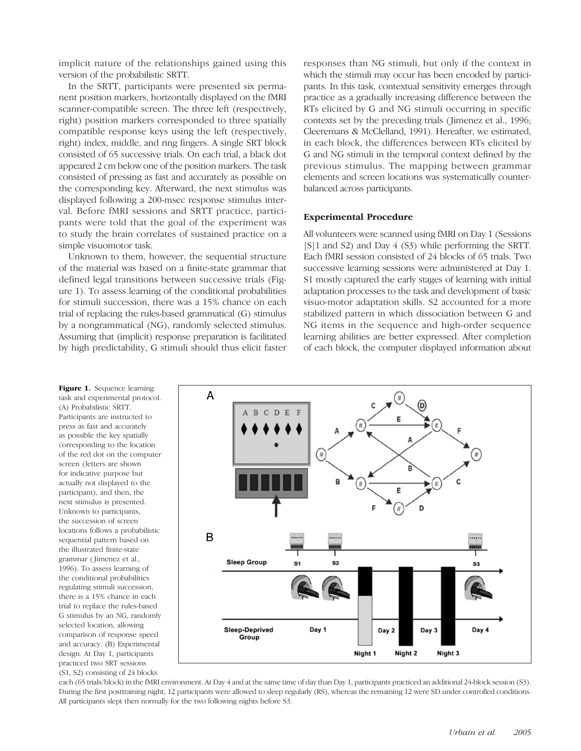implicit nature of the relationships gained using this version of the probabilistic SRTT.

In the SRTT, participants were presented six permanent position markers, horizontally displayed on the fMRI scanner-compatible screen. The three left (respectively, right) position markers corresponded to three spatially compatible response keys using the left (respectively, right) index, middle, and ring fingers. A single SRT block consisted of 65 successive trials. On each trial, a black dot appeared 2 cm below one of the position markers. The task consisted of pressing as fast and accurately as possible on the corresponding key. Afterward, the next stimulus was displayed following a 200-msec response stimulus interval. Before fMRI sessions and SRTT practice, participants were told that the goal of the experiment was to study the brain correlates of sustained practice on a simple visuomotor task.

Unknown to them, however, the sequential structure of the material was based on a finite-state grammar that defined legal transitions between successive trials (Figure 1). To assess learning of the conditional probabilities for stimuli succession, there was a 15% chance on each trial of replacing the rules-based grammatical (G) stimulus by a nongrammatical (NG), randomly selected stimulus. Assuming that (implicit) response preparation is facilitated by high predictability, G stimuli should thus elicit faster responses than NG stimuli, but only if the context in which the stimuli may occur has been encoded by participants. In this task, contextual sensitivity emerges through practice as a gradually increasing difference between the RTs elicited by G and NG stimuli occurring in specific contexts set by the preceding trials (Jimenez et al., 1996; Cleeremans & McClelland, 1991). Hereafter, we estimated, in each block, the differences between RTs elicited by G and NG stimuli in the temporal context defined by the previous stimulus. The mapping between grammar elements and screen locations was systematically counterbalanced across participants.

### Experimental Procedure

All volunteers were scanned using fMRI on Day 1 (Sessions [S]1 and S2) and Day 4 (S3) while performing the SRTT. Each fMRI session consisted of 24 blocks of 65 trials. Two successive learning sessions were administered at Day 1. S1 mostly captured the early stages of learning with initial adaptation processes to the task and development of basic visuo-motor adaptation skills. S2 accounted for a more stabilized pattern in which dissociation between G and NG items in the sequence and high-order sequence learning abilities are better expressed. After completion of each block, the computer displayed information about

**Figure 1.** Sequence learning task and experimental protocol. (A) Probabilistic SRTT. Participants are instructed to press as fast and accurately as possible the key spatially corresponding to the location of the red dot on the computer screen (letters are shown for indicative purpose but actually not displayed to the participant), and then, the next stimulus is presented. Unknown to participants, the succession of screen locations follows a probabilistic sequential pattern based on the illustrated finite-state grammar (Jimenez et al., 1996). To assess learning of the conditional probabilities regulating stimuli succession, there is a 15% chance in each trial to replace the rules-based G stimulus by an NG, randomly selected location, allowing comparison of response speed and accuracy. (B) Experimental design. At Day 1, participants practiced two SRT sessions (S1, S2) consisting of 24 blocks each (65 trials/block) in the fMRI environment. At Day 4 and at the same time of day than Day 1, participants practiced an additional 24-block session (S3). During the first posttraining night, 12 participants were allowed to sleep regularly (RS), whereas the remaining 12 were SD under controlled conditions. All participants slept then normally for the two following nights before S3.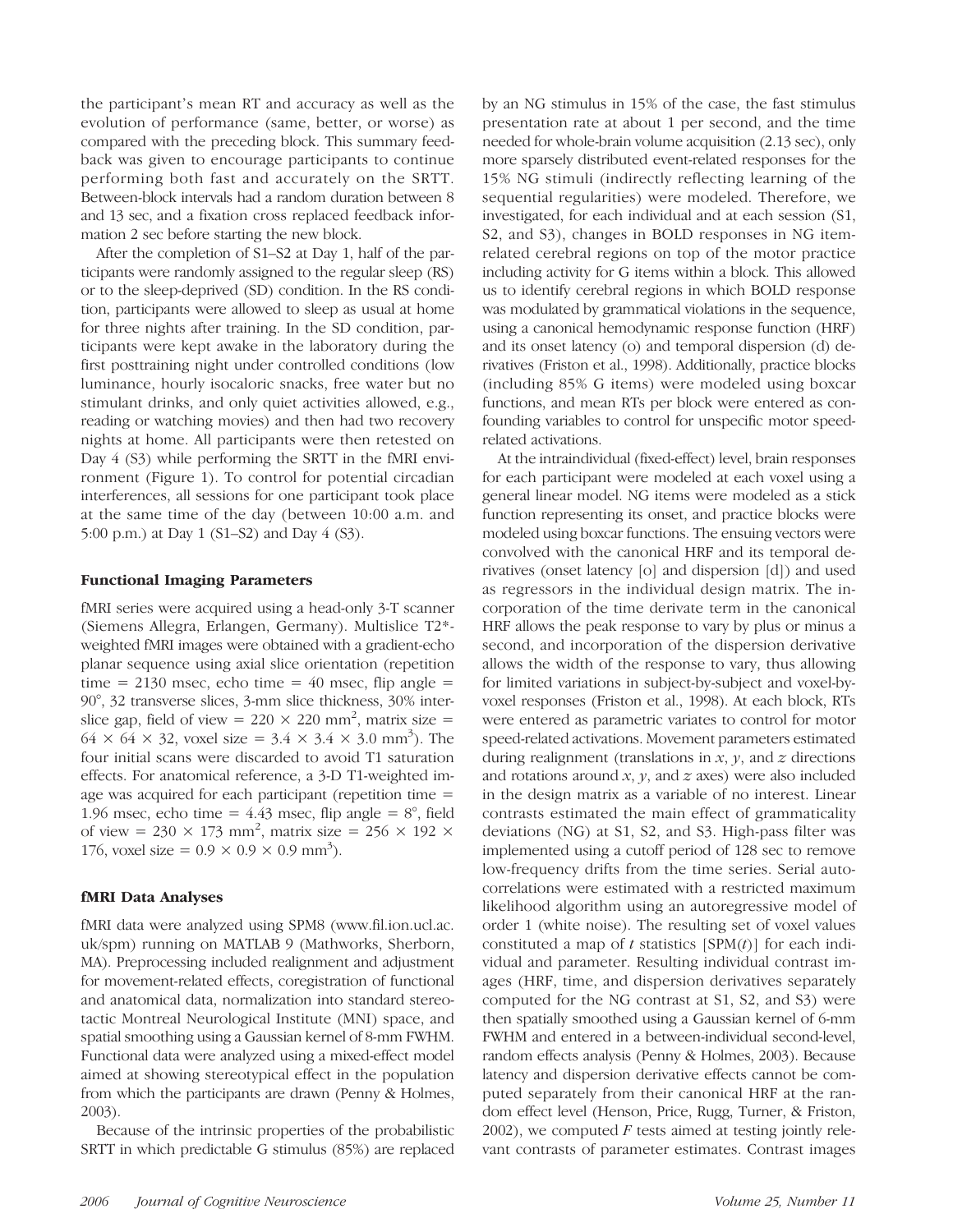the participant's mean RT and accuracy as well as the evolution of performance (same, better, or worse) as compared with the preceding block. This summary feedback was given to encourage participants to continue performing both fast and accurately on the SRTT. Between-block intervals had a random duration between 8 and 13 sec, and a fixation cross replaced feedback information 2 sec before starting the new block.

After the completion of S1–S2 at Day 1, half of the participants were randomly assigned to the regular sleep (RS) or to the sleep-deprived (SD) condition. In the RS condition, participants were allowed to sleep as usual at home for three nights after training. In the SD condition, participants were kept awake in the laboratory during the first posttraining night under controlled conditions (low luminance, hourly isocaloric snacks, free water but no stimulant drinks, and only quiet activities allowed, e.g., reading or watching movies) and then had two recovery nights at home. All participants were then retested on Day 4 (S3) while performing the SRTT in the fMRI environment (Figure 1). To control for potential circadian interferences, all sessions for one participant took place at the same time of the day (between 10:00 a.m. and 5:00 p.m.) at Day 1 (S1–S2) and Day 4 (S3).

### Functional Imaging Parameters

fMRI series were acquired using a head-only 3-T scanner (Siemens Allegra, Erlangen, Germany). Multislice T2*-weighted fMRI images were obtained with a gradient-echo planar sequence using axial slice orientation (repetition time = 2130 msec, echo time = 40 msec, flip angle = 90°, 32 transverse slices, 3-mm slice thickness, 30% interslice gap, field of view = $220 \times 220$ mm$^2$, matrix size = $64 \times 64 \times 32$, voxel size = $3.4 \times 3.4 \times 3.0$ mm$^3$). The four initial scans were discarded to avoid T1 saturation effects. For anatomical reference, a 3-D T1-weighted image was acquired for each participant (repetition time = 1.96 msec, echo time = 4.43 msec, flip angle = 8°, field of view = $230 \times 173$ mm$^2$, matrix size = $256 \times 192 \times 176$, voxel size = $0.9 \times 0.9 \times 0.9$ mm$^3$).

### fMRI Data Analyses

fMRI data were analyzed using SPM8 (www.fil.ion.ucl.ac.uk/spm) running on MATLAB 9 (Mathworks, Sherborn, MA). Preprocessing included realignment and adjustment for movement-related effects, coregistration of functional and anatomical data, normalization into standard stereotactic Montreal Neurological Institute (MNI) space, and spatial smoothing using a Gaussian kernel of 8-mm FWHM. Functional data were analyzed using a mixed-effect model aimed at showing stereotypical effect in the population from which the participants are drawn (Penny & Holmes, 2003).

Because of the intrinsic properties of the probabilistic SRTT in which predictable G stimulus (85%) are replaced by an NG stimulus in 15% of the case, the fast stimulus presentation rate at about 1 per second, and the time needed for whole-brain volume acquisition (2.13 sec), only more sparsely distributed event-related responses for the 15% NG stimuli (indirectly reflecting learning of the sequential regularities) were modeled. Therefore, we investigated, for each individual and at each session (S1, S2, and S3), changes in BOLD responses in NG item-related cerebral regions on top of the motor practice including activity for G items within a block. This allowed us to identify cerebral regions in which BOLD response was modulated by grammatical violations in the sequence, using a canonical hemodynamic response function (HRF) and its onset latency (o) and temporal dispersion (d) derivatives (Friston et al., 1998). Additionally, practice blocks (including 85% G items) were modeled using boxcar functions, and mean RTs per block were entered as confounding variables to control for unspecific motor speed-related activations.

At the intraindividual (fixed-effect) level, brain responses for each participant were modeled at each voxel using a general linear model. NG items were modeled as a stick function representing its onset, and practice blocks were modeled using boxcar functions. The ensuing vectors were convolved with the canonical HRF and its temporal derivatives (onset latency [o] and dispersion [d]) and used as regressors in the individual design matrix. The incorporation of the time derivate term in the canonical HRF allows the peak response to vary by plus or minus a second, and incorporation of the dispersion derivative allows the width of the response to vary, thus allowing for limited variations in subject-by-subject and voxel-by-voxel responses (Friston et al., 1998). At each block, RTs were entered as parametric variates to control for motor speed-related activations. Movement parameters estimated during realignment (translations in $x$, $y$, and $z$ directions and rotations around $x$, $y$, and $z$ axes) were also included in the design matrix as a variable of no interest. Linear contrasts estimated the main effect of grammaticality deviations (NG) at S1, S2, and S3. High-pass filter was implemented using a cutoff period of 128 sec to remove low-frequency drifts from the time series. Serial autocorrelations were estimated with a restricted maximum likelihood algorithm using an autoregressive model of order 1 (white noise). The resulting set of voxel values constituted a map of $t$ statistics [SPM($t$)] for each individual and parameter. Resulting individual contrast images (HRF, time, and dispersion derivatives separately computed for the NG contrast at S1, S2, and S3) were then spatially smoothed using a Gaussian kernel of 6-mm FWHM and entered in a between-individual second-level, random effects analysis (Penny & Holmes, 2003). Because latency and dispersion derivative effects cannot be computed separately from their canonical HRF at the random effect level (Henson, Price, Rugg, Turner, & Friston, 2002), we computed $F$ tests aimed at testing jointly relevant contrasts of parameter estimates. Contrast images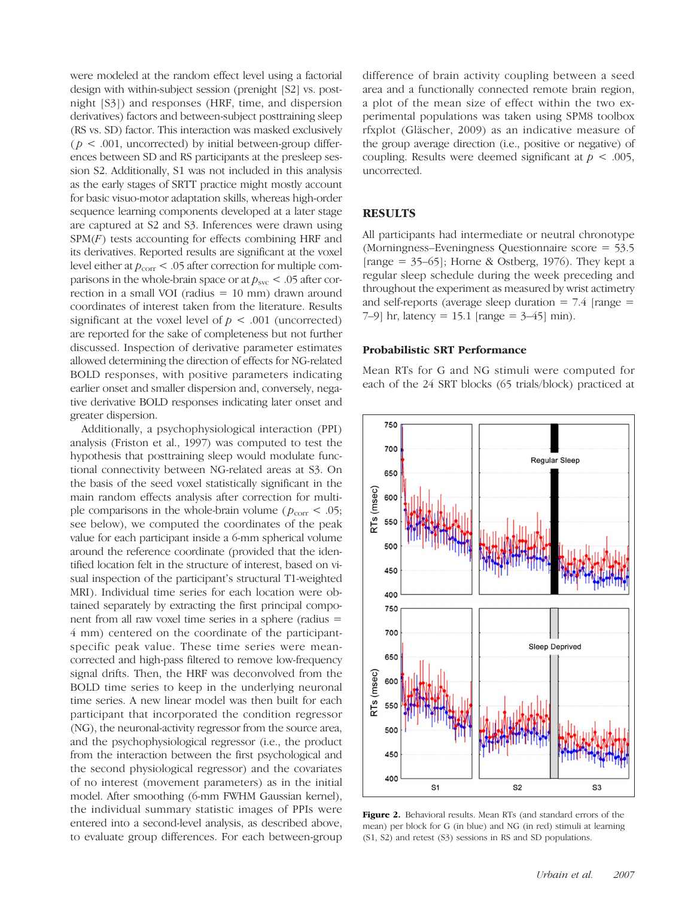were modeled at the random effect level using a factorial design with within-subject session (prenight [S2] vs. postnight [S3]) and responses (HRF, time, and dispersion derivatives) factors and between-subject posttraining sleep (RS vs. SD) factor. This interaction was masked exclusively ($p < .001$, uncorrected) by initial between-group differences between SD and RS participants at the presleep session S2. Additionally, S1 was not included in this analysis as the early stages of SRTT practice might mostly account for basic visuo-motor adaptation skills, whereas high-order sequence learning components developed at a later stage are captured at S2 and S3. Inferences were drawn using SPM($F$) tests accounting for effects combining HRF and its derivatives. Reported results are significant at the voxel level either at $p_{corr} < .05$ after correction for multiple comparisons in the whole-brain space or at $p_{svc} < .05$ after correction in a small VOI (radius = 10 mm) drawn around coordinates of interest taken from the literature. Results significant at the voxel level of $p < .001$ (uncorrected) are reported for the sake of completeness but not further discussed. Inspection of derivative parameter estimates allowed determining the direction of effects for NG-related BOLD responses, with positive parameters indicating earlier onset and smaller dispersion and, conversely, negative derivative BOLD responses indicating later onset and greater dispersion.

Additionally, a psychophysiological interaction (PPI) analysis (Friston et al., 1997) was computed to test the hypothesis that posttraining sleep would modulate functional connectivity between NG-related areas at S3. On the basis of the seed voxel statistically significant in the main random effects analysis after correction for multiple comparisons in the whole-brain volume ($p_{corr} < .05$; see below), we computed the coordinates of the peak value for each participant inside a 6-mm spherical volume around the reference coordinate (provided that the identified location felt in the structure of interest, based on visual inspection of the participant's structural T1-weighted MRI). Individual time series for each location were obtained separately by extracting the first principal component from all raw voxel time series in a sphere (radius = 4 mm) centered on the coordinate of the participant-specific peak value. These time series were mean-corrected and high-pass filtered to remove low-frequency signal drifts. Then, the HRF was deconvolved from the BOLD time series to keep in the underlying neuronal time series. A new linear model was then built for each participant that incorporated the condition regressor (NG), the neuronal-activity regressor from the source area, and the psychophysiological regressor (i.e., the product from the interaction between the first psychological and the second physiological regressor) and the covariates of no interest (movement parameters) as in the initial model. After smoothing (6-mm FWHM Gaussian kernel), the individual summary statistic images of PPIs were entered into a second-level analysis, as described above, to evaluate group differences. For each between-group difference of brain activity coupling between a seed area and a functionally connected remote brain region, a plot of the mean size of effect within the two experimental populations was taken using SPM8 toolbox rfxplot (Gläscher, 2009) as an indicative measure of the group average direction (i.e., positive or negative) of coupling. Results were deemed significant at $p < .005$, uncorrected.

## RESULTS

All participants had intermediate or neutral chronotype (Morningness–Eveningness Questionnaire score = 53.5 [range = 35–65]; Horne & Ostberg, 1976). They kept a regular sleep schedule during the week preceding and throughout the experiment as measured by wrist actimetry and self-reports (average sleep duration = 7.4 [range = 7–9] hr, latency = 15.1 [range = 3–45] min).

### Probabilistic SRT Performance

Mean RTs for G and NG stimuli were computed for each of the 24 SRT blocks (65 trials/block) practiced at

**Figure 2.** Behavioral results. Mean RTs (and standard errors of the mean) per block for G (in blue) and NG (in red) stimuli at learning (S1, S2) and retest (S3) sessions in RS and SD populations.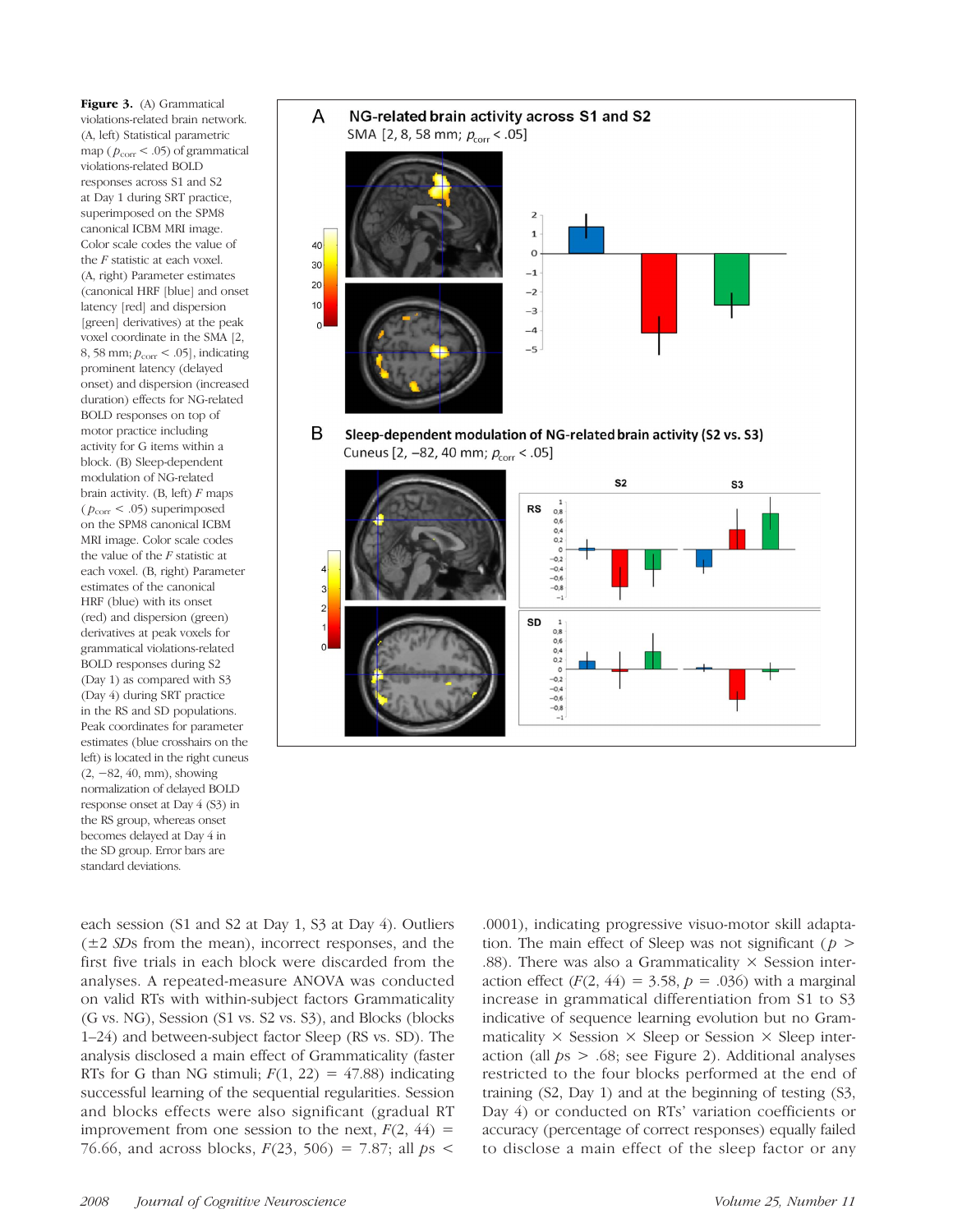**Figure 3.** (A) Grammatical violations-related brain network. (A, left) Statistical parametric map ($p_{corr} < .05$) of grammatical violations-related BOLD responses across S1 and S2 at Day 1 during SRT practice, superimposed on the SPM8 canonical ICBM MRI image. Color scale codes the value of the $F$ statistic at each voxel. (A, right) Parameter estimates (canonical HRF [blue] and onset latency [red] and dispersion [green] derivatives) at the peak voxel coordinate in the SMA [2, 8, 58 mm; $p_{corr} < .05$], indicating prominent latency (delayed onset) and dispersion (increased duration) effects for NG-related BOLD responses on top of motor practice including activity for G items within a block. (B) Sleep-dependent modulation of NG-related brain activity. (B, left) $F$ maps ($p_{corr} < .05$) superimposed on the SPM8 canonical ICBM MRI image. Color scale codes the value of the $F$ statistic at each voxel. (B, right) Parameter estimates of the canonical HRF (blue) with its onset (red) and dispersion (green) derivatives at peak voxels for grammatical violations-related BOLD responses during S2 (Day 1) as compared with S3 (Day 4) during SRT practice in the RS and SD populations. Peak coordinates for parameter estimates (blue crosshairs on the left) is located in the right cuneus (2, −82, 40, mm), showing normalization of delayed BOLD response onset at Day 4 (S3) in the RS group, whereas onset becomes delayed at Day 4 in the SD group. Error bars are standard deviations.

each session (S1 and S2 at Day 1, S3 at Day 4). Outliers (±2 *SD*s from the mean), incorrect responses, and the first five trials in each block were discarded from the analyses. A repeated-measure ANOVA was conducted on valid RTs with within-subject factors Grammaticality (G vs. NG), Session (S1 vs. S2 vs. S3), and Blocks (blocks 1–24) and between-subject factor Sleep (RS vs. SD). The analysis disclosed a main effect of Grammaticality (faster RTs for G than NG stimuli; $F(1, 22) = 47.88$) indicating successful learning of the sequential regularities. Session and blocks effects were also significant (gradual RT improvement from one session to the next, $F(2, 44) = 76.66$, and across blocks, $F(23, 506) = 7.87$; all $ps < .0001$), indicating progressive visuo-motor skill adaptation. The main effect of Sleep was not significant ($p > .88$). There was also a Grammaticality × Session interaction effect ($F(2, 44) = 3.58$, $p = .036$) with a marginal increase in grammatical differentiation from S1 to S3 indicative of sequence learning evolution but no Grammaticality × Session × Sleep or Session × Sleep interaction (all $ps > .68$; see Figure 2). Additional analyses restricted to the four blocks performed at the end of training (S2, Day 1) and at the beginning of testing (S3, Day 4) or conducted on RTs' variation coefficients or accuracy (percentage of correct responses) equally failed to disclose a main effect of the sleep factor or any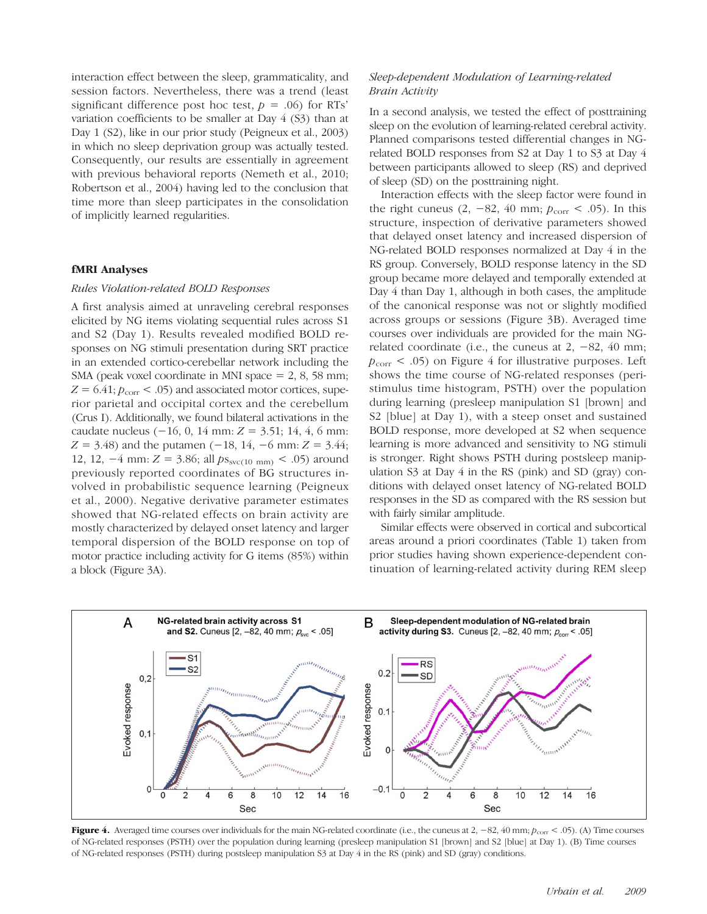interaction effect between the sleep, grammaticality, and session factors. Nevertheless, there was a trend (least significant difference post hoc test, $p = .06$) for RTs' variation coefficients to be smaller at Day 4 (S3) than at Day 1 (S2), like in our prior study (Peigneux et al., 2003) in which no sleep deprivation group was actually tested. Consequently, our results are essentially in agreement with previous behavioral reports (Nemeth et al., 2010; Robertson et al., 2004) having led to the conclusion that time more than sleep participates in the consolidation of implicitly learned regularities.

### fMRI Analyses

#### *Rules Violation-related BOLD Responses*

A first analysis aimed at unraveling cerebral responses elicited by NG items violating sequential rules across S1 and S2 (Day 1). Results revealed modified BOLD responses on NG stimuli presentation during SRT practice in an extended cortico-cerebellar network including the SMA (peak voxel coordinate in MNI space = 2, 8, 58 mm; $Z = 6.41$; $p_{corr} < .05$) and associated motor cortices, superior parietal and occipital cortex and the cerebellum (Crus I). Additionally, we found bilateral activations in the caudate nucleus (−16, 0, 14 mm: $Z = 3.51$; 14, 4, 6 mm: $Z = 3.48$) and the putamen (−18, 14, −6 mm: $Z = 3.44$; 12, 12, −4 mm: $Z = 3.86$; all $ps_{svc(10\ mm)} < .05$) around previously reported coordinates of BG structures involved in probabilistic sequence learning (Peigneux et al., 2000). Negative derivative parameter estimates showed that NG-related effects on brain activity are mostly characterized by delayed onset latency and larger temporal dispersion of the BOLD response on top of motor practice including activity for G items (85%) within a block (Figure 3A).

#### *Sleep-dependent Modulation of Learning-related Brain Activity*

In a second analysis, we tested the effect of posttraining sleep on the evolution of learning-related cerebral activity. Planned comparisons tested differential changes in NG-related BOLD responses from S2 at Day 1 to S3 at Day 4 between participants allowed to sleep (RS) and deprived of sleep (SD) on the posttraining night.

Interaction effects with the sleep factor were found in the right cuneus (2, −82, 40 mm; $p_{corr} < .05$). In this structure, inspection of derivative parameters showed that delayed onset latency and increased dispersion of NG-related BOLD responses normalized at Day 4 in the RS group. Conversely, BOLD response latency in the SD group became more delayed and temporally extended at Day 4 than Day 1, although in both cases, the amplitude of the canonical response was not or slightly modified across groups or sessions (Figure 3B). Averaged time courses over individuals are provided for the main NG-related coordinate (i.e., the cuneus at 2, −82, 40 mm; $p_{corr} < .05$) on Figure 4 for illustrative purposes. Left shows the time course of NG-related responses (peristimulus time histogram, PSTH) over the population during learning (presleep manipulation S1 [brown] and S2 [blue] at Day 1), with a steep onset and sustained BOLD response, more developed at S2 when sequence learning is more advanced and sensitivity to NG stimuli is stronger. Right shows PSTH during postsleep manipulation S3 at Day 4 in the RS (pink) and SD (gray) conditions with delayed onset latency of NG-related BOLD responses in the SD as compared with the RS session but with fairly similar amplitude.

Similar effects were observed in cortical and subcortical areas around a priori coordinates (Table 1) taken from prior studies having shown experience-dependent continuation of learning-related activity during REM sleep

**Figure 4.** Averaged time courses over individuals for the main NG-related coordinate (i.e., the cuneus at 2, −82, 40 mm; $p_{corr} < .05$). (A) Time courses of NG-related responses (PSTH) over the population during learning (presleep manipulation S1 [brown] and S2 [blue] at Day 1). (B) Time courses of NG-related responses (PSTH) during postsleep manipulation S3 at Day 4 in the RS (pink) and SD (gray) conditions.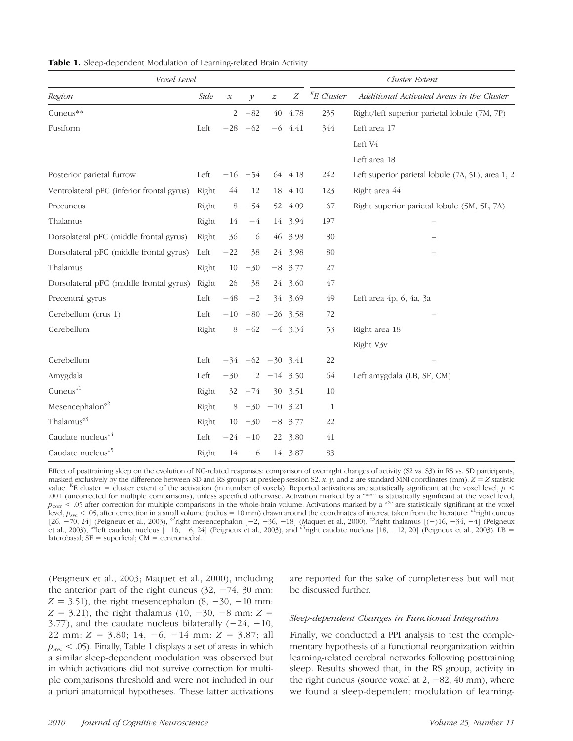**Table 1.** Sleep-dependent Modulation of Learning-related Brain Activity

| *Voxel Level* | | | | | | *Cluster Extent* | |
|---|---|---|---|---|---|---|---|
| *Region* | *Side* | *x* | *y* | *z* | *Z* | *KE Cluster* | *Additional Activated Areas in the Cluster* |
| Cuneus** | | 2 | −82 | 40 | 4.78 | 235 | Right/left superior parietal lobule (7M, 7P) |
| Fusiform | Left | −28 | −62 | −6 | 4.41 | 344 | Left area 17 |
| | | | | | | | Left V4 |
| | | | | | | | Left area 18 |
| Posterior parietal furrow | Left | −16 | −54 | 64 | 4.18 | 242 | Left superior parietal lobule (7A, 5L), area 1, 2 |
| Ventrolateral pFC (inferior frontal gyrus) | Right | 44 | 12 | 18 | 4.10 | 123 | Right area 44 |
| Precuneus | Right | 8 | −54 | 52 | 4.09 | 67 | Right superior parietal lobule (5M, 5L, 7A) |
| Thalamus | Right | 14 | −4 | 14 | 3.94 | 197 | – |
| Dorsolateral pFC (middle frontal gyrus) | Right | 36 | 6 | 46 | 3.98 | 80 | – |
| Dorsolateral pFC (middle frontal gyrus) | Left | −22 | 38 | 24 | 3.98 | 80 | – |
| Thalamus | Right | 10 | −30 | −8 | 3.77 | 27 | |
| Dorsolateral pFC (middle frontal gyrus) | Right | 26 | 38 | 24 | 3.60 | 47 | |
| Precentral gyrus | Left | −48 | −2 | 34 | 3.69 | 49 | Left area 4p, 6, 4a, 3a |
| Cerebellum (crus 1) | Left | −10 | −80 | −26 | 3.58 | 72 | – |
| Cerebellum | Right | 8 | −62 | −4 | 3.34 | 53 | Right area 18 |
| | | | | | | | Right V3v |
| Cerebellum | Left | −34 | −62 | −30 | 3.41 | 22 | – |
| Amygdala | Left | −30 | 2 | −14 | 3.50 | 64 | Left amygdala (LB, SF, CM) |
| Cuneus°1 | Right | 32 | −74 | 30 | 3.51 | 10 | |
| Mesencephalon°2 | Right | 8 | −30 | −10 | 3.21 | 1 | |
| Thalamus°3 | Right | 10 | −30 | −8 | 3.77 | 22 | |
| Caudate nucleus°4 | Left | −24 | −10 | 22 | 3.80 | 41 | |
| Caudate nucleus°5 | Right | 14 | −6 | 14 | 3.87 | 83 | |

Effect of posttraining sleep on the evolution of NG-related responses: comparison of overnight changes of activity (S2 vs. S3) in RS vs. SD participants, masked exclusively by the difference between SD and RS groups at presleep session S2. *x*, *y*, and *z* are standard MNI coordinates (mm). *Z* = *Z* statistic value. KE cluster = cluster extent of the activation (in number of voxels). Reported activations are statistically significant at the voxel level, $p < .001$ (uncorrected for multiple comparisons), unless specified otherwise. Activation marked by a "**" is statistically significant at the voxel level, $p_{corr} < .05$ after correction for multiple comparisons in the whole-brain volume. Activations marked by a "°" are statistically significant at the voxel level, $p_{svc} < .05$, after correction in a small volume (radius = 10 mm) drawn around the coordinates of interest taken from the literature: °1right cuneus [26, −70, 24] (Peigneux et al., 2003), °2right mesencephalon [−2, −36, −18] (Maquet et al., 2000), °3right thalamus [(−)16, −34, −4] (Peigneux et al., 2003), °4left caudate nucleus [−16, −6, 24] (Peigneux et al., 2003), and °5right caudate nucleus [18, −12, 20] (Peigneux et al., 2003). LB = laterobasal; SF = superficial; CM = centromedial.

(Peigneux et al., 2003; Maquet et al., 2000), including the anterior part of the right cuneus (32, −74, 30 mm: $Z = 3.51$), the right mesencephalon (8, −30, −10 mm: $Z = 3.21$), the right thalamus (10, −30, −8 mm: $Z = 3.77$), and the caudate nucleus bilaterally (−24, −10, 22 mm: $Z = 3.80$; 14, −6, −14 mm: $Z = 3.87$; all $p_{svc} < .05$). Finally, Table 1 displays a set of areas in which a similar sleep-dependent modulation was observed but in which activations did not survive correction for multiple comparisons threshold and were not included in our a priori anatomical hypotheses. These latter activations are reported for the sake of completeness but will not be discussed further.

### *Sleep-dependent Changes in Functional Integration*

Finally, we conducted a PPI analysis to test the complementary hypothesis of a functional reorganization within learning-related cerebral networks following posttraining sleep. Results showed that, in the RS group, activity in the right cuneus (source voxel at 2, −82, 40 mm), where we found a sleep-dependent modulation of learning-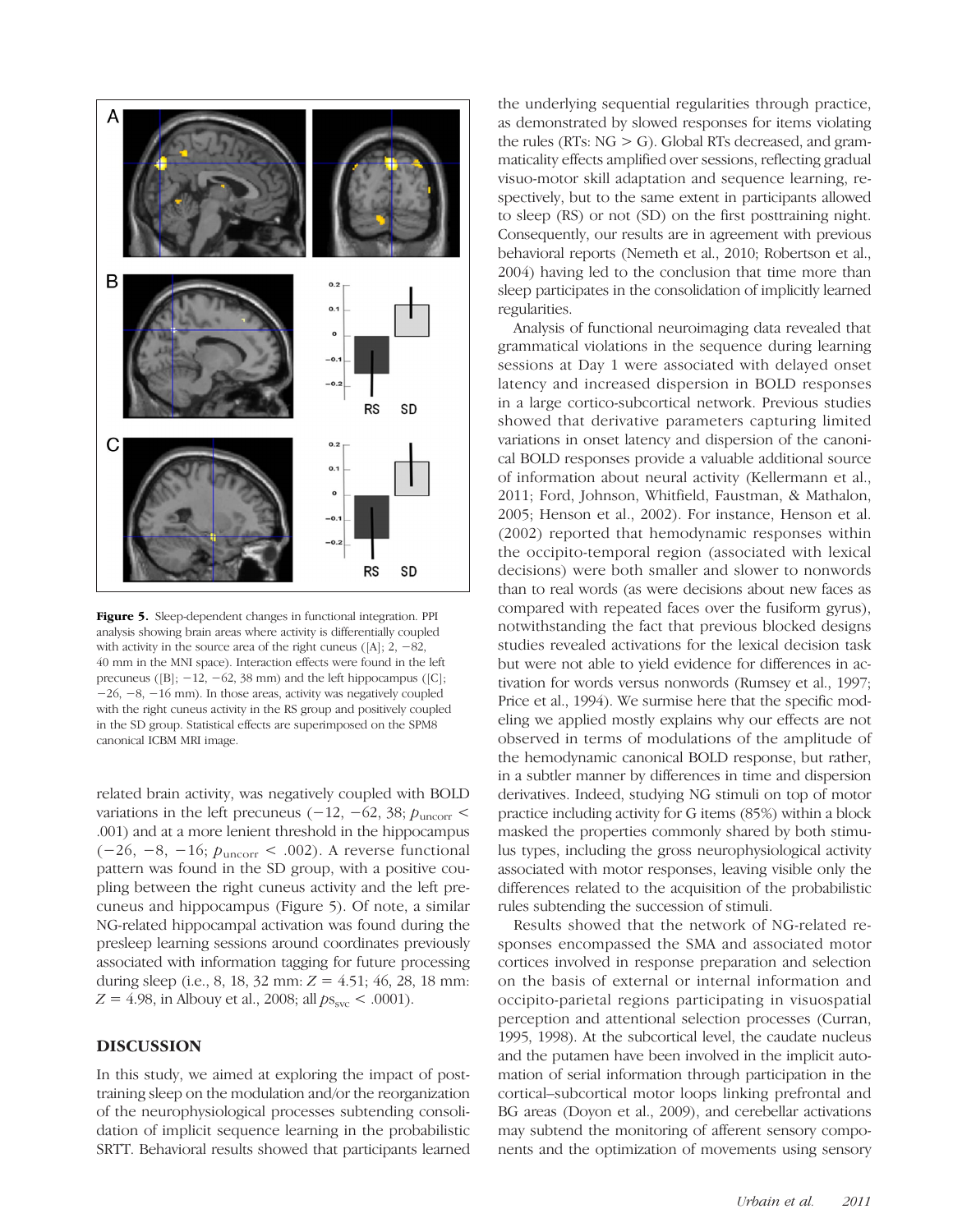**Figure 5.** Sleep-dependent changes in functional integration. PPI analysis showing brain areas where activity is differentially coupled with activity in the source area of the right cuneus ([A]; 2, −82, 40 mm in the MNI space). Interaction effects were found in the left precuneus ([B]; −12, −62, 38 mm) and the left hippocampus ([C]; −26, −8, −16 mm). In those areas, activity was negatively coupled with the right cuneus activity in the RS group and positively coupled in the SD group. Statistical effects are superimposed on the SPM8 canonical ICBM MRI image.

related brain activity, was negatively coupled with BOLD variations in the left precuneus (−12, −62, 38; $p_{\text{uncorr}} < .001$) and at a more lenient threshold in the hippocampus (−26, −8, −16; $p_{\text{uncorr}} < .002$). A reverse functional pattern was found in the SD group, with a positive coupling between the right cuneus activity and the left precuneus and hippocampus (Figure 5). Of note, a similar NG-related hippocampal activation was found during the presleep learning sessions around coordinates previously associated with information tagging for future processing during sleep (i.e., 8, 18, 32 mm: $Z = 4.51$; 46, 28, 18 mm: $Z = 4.98$, in Albouy et al., 2008; all $ps_{\text{svc}} < .0001$).

## DISCUSSION

In this study, we aimed at exploring the impact of posttraining sleep on the modulation and/or the reorganization of the neurophysiological processes subtending consolidation of implicit sequence learning in the probabilistic SRTT. Behavioral results showed that participants learned the underlying sequential regularities through practice, as demonstrated by slowed responses for items violating the rules (RTs: NG > G). Global RTs decreased, and grammaticality effects amplified over sessions, reflecting gradual visuo-motor skill adaptation and sequence learning, respectively, but to the same extent in participants allowed to sleep (RS) or not (SD) on the first posttraining night. Consequently, our results are in agreement with previous behavioral reports (Nemeth et al., 2010; Robertson et al., 2004) having led to the conclusion that time more than sleep participates in the consolidation of implicitly learned regularities.

Analysis of functional neuroimaging data revealed that grammatical violations in the sequence during learning sessions at Day 1 were associated with delayed onset latency and increased dispersion in BOLD responses in a large cortico-subcortical network. Previous studies showed that derivative parameters capturing limited variations in onset latency and dispersion of the canonical BOLD responses provide a valuable additional source of information about neural activity (Kellermann et al., 2011; Ford, Johnson, Whitfield, Faustman, & Mathalon, 2005; Henson et al., 2002). For instance, Henson et al. (2002) reported that hemodynamic responses within the occipito-temporal region (associated with lexical decisions) were both smaller and slower to nonwords than to real words (as were decisions about new faces as compared with repeated faces over the fusiform gyrus), notwithstanding the fact that previous blocked designs studies revealed activations for the lexical decision task but were not able to yield evidence for differences in activation for words versus nonwords (Rumsey et al., 1997; Price et al., 1994). We surmise here that the specific modeling we applied mostly explains why our effects are not observed in terms of modulations of the amplitude of the hemodynamic canonical BOLD response, but rather, in a subtler manner by differences in time and dispersion derivatives. Indeed, studying NG stimuli on top of motor practice including activity for G items (85%) within a block masked the properties commonly shared by both stimulus types, including the gross neurophysiological activity associated with motor responses, leaving visible only the differences related to the acquisition of the probabilistic rules subtending the succession of stimuli.

Results showed that the network of NG-related responses encompassed the SMA and associated motor cortices involved in response preparation and selection on the basis of external or internal information and occipito-parietal regions participating in visuospatial perception and attentional selection processes (Curran, 1995, 1998). At the subcortical level, the caudate nucleus and the putamen have been involved in the implicit automation of serial information through participation in the cortical–subcortical motor loops linking prefrontal and BG areas (Doyon et al., 2009), and cerebellar activations may subtend the monitoring of afferent sensory components and the optimization of movements using sensory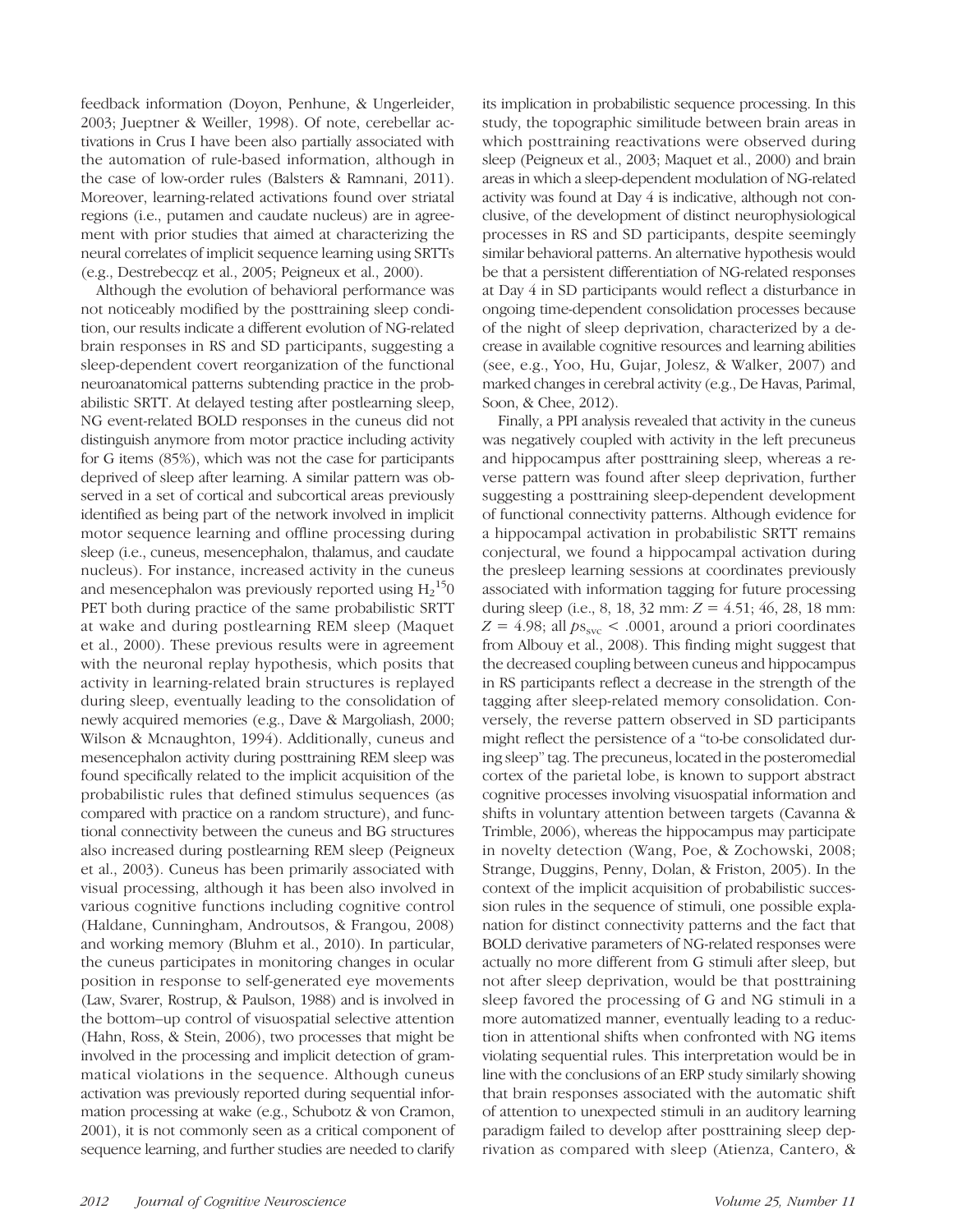feedback information (Doyon, Penhune, & Ungerleider, 2003; Jueptner & Weiller, 1998). Of note, cerebellar activations in Crus I have been also partially associated with the automation of rule-based information, although in the case of low-order rules (Balsters & Ramnani, 2011). Moreover, learning-related activations found over striatal regions (i.e., putamen and caudate nucleus) are in agreement with prior studies that aimed at characterizing the neural correlates of implicit sequence learning using SRTTs (e.g., Destrebecqz et al., 2005; Peigneux et al., 2000).

Although the evolution of behavioral performance was not noticeably modified by the posttraining sleep condition, our results indicate a different evolution of NG-related brain responses in RS and SD participants, suggesting a sleep-dependent covert reorganization of the functional neuroanatomical patterns subtending practice in the probabilistic SRTT. At delayed testing after postlearning sleep, NG event-related BOLD responses in the cuneus did not distinguish anymore from motor practice including activity for G items (85%), which was not the case for participants deprived of sleep after learning. A similar pattern was observed in a set of cortical and subcortical areas previously identified as being part of the network involved in implicit motor sequence learning and offline processing during sleep (i.e., cuneus, mesencephalon, thalamus, and caudate nucleus). For instance, increased activity in the cuneus and mesencephalon was previously reported using $H_2{}^{15}0$ PET both during practice of the same probabilistic SRTT at wake and during postlearning REM sleep (Maquet et al., 2000). These previous results were in agreement with the neuronal replay hypothesis, which posits that activity in learning-related brain structures is replayed during sleep, eventually leading to the consolidation of newly acquired memories (e.g., Dave & Margoliash, 2000; Wilson & Mcnaughton, 1994). Additionally, cuneus and mesencephalon activity during posttraining REM sleep was found specifically related to the implicit acquisition of the probabilistic rules that defined stimulus sequences (as compared with practice on a random structure), and functional connectivity between the cuneus and BG structures also increased during postlearning REM sleep (Peigneux et al., 2003). Cuneus has been primarily associated with visual processing, although it has been also involved in various cognitive functions including cognitive control (Haldane, Cunningham, Androutsos, & Frangou, 2008) and working memory (Bluhm et al., 2010). In particular, the cuneus participates in monitoring changes in ocular position in response to self-generated eye movements (Law, Svarer, Rostrup, & Paulson, 1988) and is involved in the bottom–up control of visuospatial selective attention (Hahn, Ross, & Stein, 2006), two processes that might be involved in the processing and implicit detection of grammatical violations in the sequence. Although cuneus activation was previously reported during sequential information processing at wake (e.g., Schubotz & von Cramon, 2001), it is not commonly seen as a critical component of sequence learning, and further studies are needed to clarify its implication in probabilistic sequence processing. In this study, the topographic similitude between brain areas in which posttraining reactivations were observed during sleep (Peigneux et al., 2003; Maquet et al., 2000) and brain areas in which a sleep-dependent modulation of NG-related activity was found at Day 4 is indicative, although not conclusive, of the development of distinct neurophysiological processes in RS and SD participants, despite seemingly similar behavioral patterns. An alternative hypothesis would be that a persistent differentiation of NG-related responses at Day 4 in SD participants would reflect a disturbance in ongoing time-dependent consolidation processes because of the night of sleep deprivation, characterized by a decrease in available cognitive resources and learning abilities (see, e.g., Yoo, Hu, Gujar, Jolesz, & Walker, 2007) and marked changes in cerebral activity (e.g., De Havas, Parimal, Soon, & Chee, 2012).

Finally, a PPI analysis revealed that activity in the cuneus was negatively coupled with activity in the left precuneus and hippocampus after posttraining sleep, whereas a reverse pattern was found after sleep deprivation, further suggesting a posttraining sleep-dependent development of functional connectivity patterns. Although evidence for a hippocampal activation in probabilistic SRTT remains conjectural, we found a hippocampal activation during the presleep learning sessions at coordinates previously associated with information tagging for future processing during sleep (i.e., 8, 18, 32 mm: $Z = 4.51$; 46, 28, 18 mm: $Z = 4.98$; all $ps_{svc} < .0001$, around a priori coordinates from Albouy et al., 2008). This finding might suggest that the decreased coupling between cuneus and hippocampus in RS participants reflect a decrease in the strength of the tagging after sleep-related memory consolidation. Conversely, the reverse pattern observed in SD participants might reflect the persistence of a "to-be consolidated during sleep" tag. The precuneus, located in the posteromedial cortex of the parietal lobe, is known to support abstract cognitive processes involving visuospatial information and shifts in voluntary attention between targets (Cavanna & Trimble, 2006), whereas the hippocampus may participate in novelty detection (Wang, Poe, & Zochowski, 2008; Strange, Duggins, Penny, Dolan, & Friston, 2005). In the context of the implicit acquisition of probabilistic succession rules in the sequence of stimuli, one possible explanation for distinct connectivity patterns and the fact that BOLD derivative parameters of NG-related responses were actually no more different from G stimuli after sleep, but not after sleep deprivation, would be that posttraining sleep favored the processing of G and NG stimuli in a more automatized manner, eventually leading to a reduction in attentional shifts when confronted with NG items violating sequential rules. This interpretation would be in line with the conclusions of an ERP study similarly showing that brain responses associated with the automatic shift of attention to unexpected stimuli in an auditory learning paradigm failed to develop after posttraining sleep deprivation as compared with sleep (Atienza, Cantero, &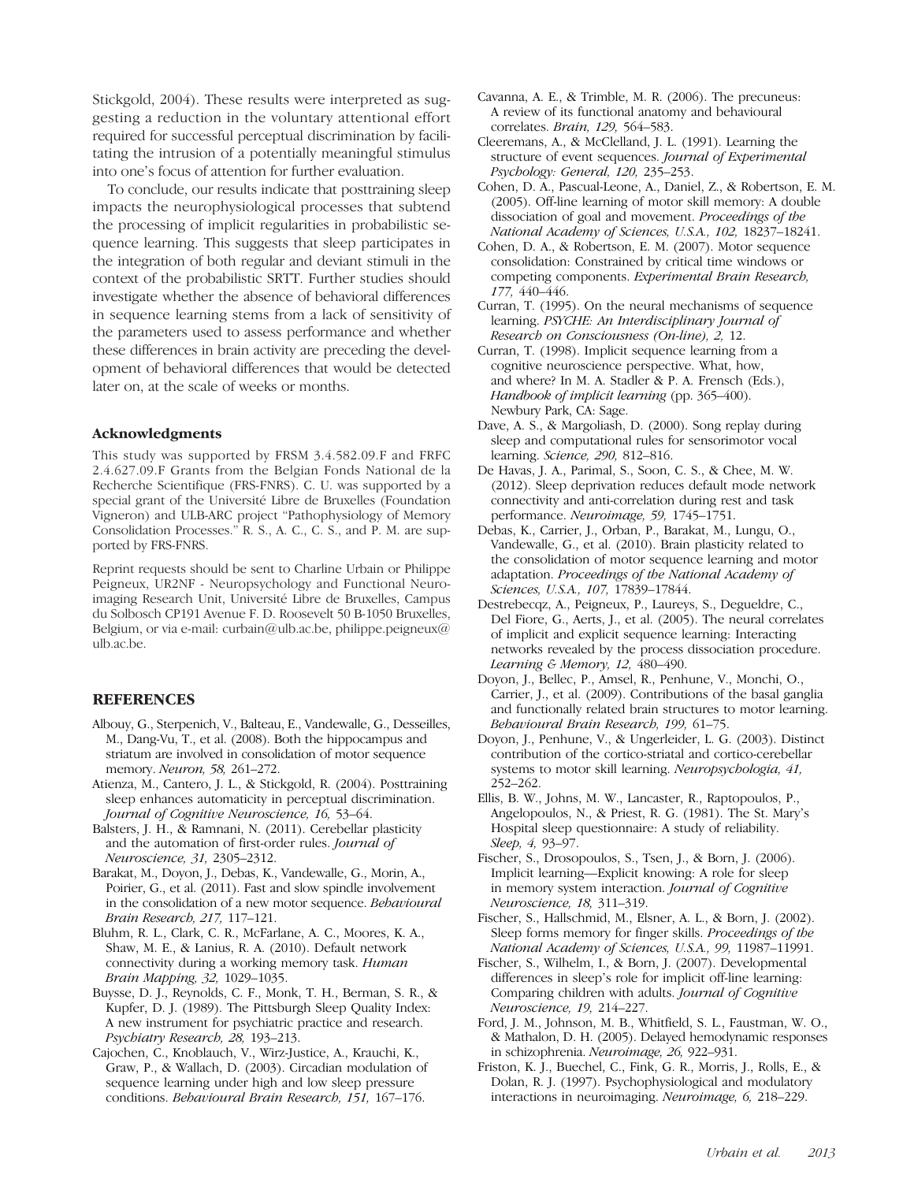Stickgold, 2004). These results were interpreted as suggesting a reduction in the voluntary attentional effort required for successful perceptual discrimination by facilitating the intrusion of a potentially meaningful stimulus into one's focus of attention for further evaluation.

To conclude, our results indicate that posttraining sleep impacts the neurophysiological processes that subtend the processing of implicit regularities in probabilistic sequence learning. This suggests that sleep participates in the integration of both regular and deviant stimuli in the context of the probabilistic SRTT. Further studies should investigate whether the absence of behavioral differences in sequence learning stems from a lack of sensitivity of the parameters used to assess performance and whether these differences in brain activity are preceding the development of behavioral differences that would be detected later on, at the scale of weeks or months.

### Acknowledgments

This study was supported by FRSM 3.4.582.09.F and FRFC 2.4.627.09.F Grants from the Belgian Fonds National de la Recherche Scientifique (FRS-FNRS). C. U. was supported by a special grant of the Université Libre de Bruxelles (Foundation Vigneron) and ULB-ARC project "Pathophysiology of Memory Consolidation Processes." R. S., A. C., C. S., and P. M. are supported by FRS-FNRS.

Reprint requests should be sent to Charline Urbain or Philippe Peigneux, UR2NF - Neuropsychology and Functional Neuroimaging Research Unit, Université Libre de Bruxelles, Campus du Solbosch CP191 Avenue F. D. Roosevelt 50 B-1050 Bruxelles, Belgium, or via e-mail: curbain@ulb.ac.be, philippe.peigneux@ulb.ac.be.

## REFERENCES

Albouy, G., Sterpenich, V., Balteau, E., Vandewalle, G., Desseilles, M., Dang-Vu, T., et al. (2008). Both the hippocampus and striatum are involved in consolidation of motor sequence memory. *Neuron, 58,* 261–272.

Atienza, M., Cantero, J. L., & Stickgold, R. (2004). Posttraining sleep enhances automaticity in perceptual discrimination. *Journal of Cognitive Neuroscience, 16,* 53–64.

Balsters, J. H., & Ramnani, N. (2011). Cerebellar plasticity and the automation of first-order rules. *Journal of Neuroscience, 31,* 2305–2312.

Barakat, M., Doyon, J., Debas, K., Vandewalle, G., Morin, A., Poirier, G., et al. (2011). Fast and slow spindle involvement in the consolidation of a new motor sequence. *Behavioural Brain Research, 217,* 117–121.

Bluhm, R. L., Clark, C. R., McFarlane, A. C., Moores, K. A., Shaw, M. E., & Lanius, R. A. (2010). Default network connectivity during a working memory task. *Human Brain Mapping, 32,* 1029–1035.

Buysse, D. J., Reynolds, C. F., Monk, T. H., Berman, S. R., & Kupfer, D. J. (1989). The Pittsburgh Sleep Quality Index: A new instrument for psychiatric practice and research. *Psychiatry Research, 28,* 193–213.

Cajochen, C., Knoblauch, V., Wirz-Justice, A., Krauchi, K., Graw, P., & Wallach, D. (2003). Circadian modulation of sequence learning under high and low sleep pressure conditions. *Behavioural Brain Research, 151,* 167–176.

Cavanna, A. E., & Trimble, M. R. (2006). The precuneus: A review of its functional anatomy and behavioural correlates. *Brain, 129,* 564–583.

Cleeremans, A., & McClelland, J. L. (1991). Learning the structure of event sequences. *Journal of Experimental Psychology: General, 120,* 235–253.

Cohen, D. A., Pascual-Leone, A., Daniel, Z., & Robertson, E. M. (2005). Off-line learning of motor skill memory: A double dissociation of goal and movement. *Proceedings of the National Academy of Sciences, U.S.A., 102,* 18237–18241.

Cohen, D. A., & Robertson, E. M. (2007). Motor sequence consolidation: Constrained by critical time windows or competing components. *Experimental Brain Research, 177,* 440–446.

Curran, T. (1995). On the neural mechanisms of sequence learning. *PSYCHE: An Interdisciplinary Journal of Research on Consciousness (On-line), 2,* 12.

Curran, T. (1998). Implicit sequence learning from a cognitive neuroscience perspective. What, how, and where? In M. A. Stadler & P. A. Frensch (Eds.), *Handbook of implicit learning* (pp. 365–400). Newbury Park, CA: Sage.

Dave, A. S., & Margoliash, D. (2000). Song replay during sleep and computational rules for sensorimotor vocal learning. *Science, 290,* 812–816.

De Havas, J. A., Parimal, S., Soon, C. S., & Chee, M. W. (2012). Sleep deprivation reduces default mode network connectivity and anti-correlation during rest and task performance. *Neuroimage, 59,* 1745–1751.

Debas, K., Carrier, J., Orban, P., Barakat, M., Lungu, O., Vandewalle, G., et al. (2010). Brain plasticity related to the consolidation of motor sequence learning and motor adaptation. *Proceedings of the National Academy of Sciences, U.S.A., 107,* 17839–17844.

Destrebecqz, A., Peigneux, P., Laureys, S., Degueldre, C., Del Fiore, G., Aerts, J., et al. (2005). The neural correlates of implicit and explicit sequence learning: Interacting networks revealed by the process dissociation procedure. *Learning & Memory, 12,* 480–490.

Doyon, J., Bellec, P., Amsel, R., Penhune, V., Monchi, O., Carrier, J., et al. (2009). Contributions of the basal ganglia and functionally related brain structures to motor learning. *Behavioural Brain Research, 199,* 61–75.

Doyon, J., Penhune, V., & Ungerleider, L. G. (2003). Distinct contribution of the cortico-striatal and cortico-cerebellar systems to motor skill learning. *Neuropsychologia, 41,* 252–262.

Ellis, B. W., Johns, M. W., Lancaster, R., Raptopoulos, P., Angelopoulos, N., & Priest, R. G. (1981). The St. Mary's Hospital sleep questionnaire: A study of reliability. *Sleep, 4,* 93–97.

Fischer, S., Drosopoulos, S., Tsen, J., & Born, J. (2006). Implicit learning—Explicit knowing: A role for sleep in memory system interaction. *Journal of Cognitive Neuroscience, 18,* 311–319.

Fischer, S., Hallschmid, M., Elsner, A. L., & Born, J. (2002). Sleep forms memory for finger skills. *Proceedings of the National Academy of Sciences, U.S.A., 99,* 11987–11991.

Fischer, S., Wilhelm, I., & Born, J. (2007). Developmental differences in sleep's role for implicit off-line learning: Comparing children with adults. *Journal of Cognitive Neuroscience, 19,* 214–227.

Ford, J. M., Johnson, M. B., Whitfield, S. L., Faustman, W. O., & Mathalon, D. H. (2005). Delayed hemodynamic responses in schizophrenia. *Neuroimage, 26,* 922–931.

Friston, K. J., Buechel, C., Fink, G. R., Morris, J., Rolls, E., & Dolan, R. J. (1997). Psychophysiological and modulatory interactions in neuroimaging. *Neuroimage, 6,* 218–229.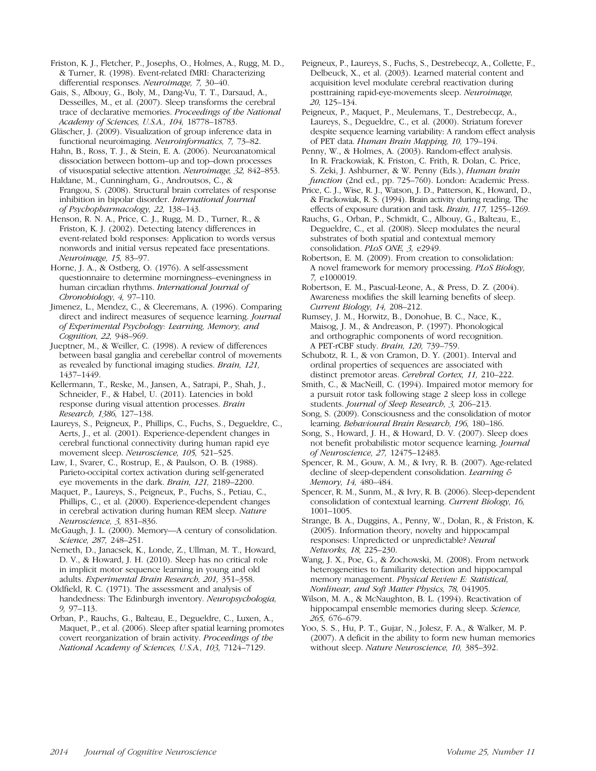Friston, K. J., Fletcher, P., Josephs, O., Holmes, A., Rugg, M. D., & Turner, R. (1998). Event-related fMRI: Characterizing differential responses. *Neuroimage, 7,* 30–40.

Gais, S., Albouy, G., Boly, M., Dang-Vu, T. T., Darsaud, A., Desseilles, M., et al. (2007). Sleep transforms the cerebral trace of declarative memories. *Proceedings of the National Academy of Sciences, U.S.A., 104,* 18778–18783.

Gläscher, J. (2009). Visualization of group inference data in functional neuroimaging. *Neuroinformatics, 7,* 73–82.

Hahn, B., Ross, T. J., & Stein, E. A. (2006). Neuroanatomical dissociation between bottom–up and top–down processes of visuospatial selective attention. *Neuroimage, 32,* 842–853.

Haldane, M., Cunningham, G., Androutsos, C., & Frangou, S. (2008). Structural brain correlates of response inhibition in bipolar disorder. *International Journal of Psychopharmacology, 22,* 138–143.

Henson, R. N. A., Price, C. J., Rugg, M. D., Turner, R., & Friston, K. J. (2002). Detecting latency differences in event-related bold responses: Application to words versus nonwords and initial versus repeated face presentations. *Neuroimage, 15,* 83–97.

Horne, J. A., & Ostberg, O. (1976). A self-assessment questionnaire to determine morningness–eveningness in human circadian rhythms. *International Journal of Chronobiology, 4,* 97–110.

Jimenez, L., Mendez, C., & Cleeremans, A. (1996). Comparing direct and indirect measures of sequence learning. *Journal of Experimental Psychology: Learning, Memory, and Cognition, 22,* 948–969.

Jueptner, M., & Weiller, C. (1998). A review of differences between basal ganglia and cerebellar control of movements as revealed by functional imaging studies. *Brain, 121,* 1437–1449.

Kellermann, T., Reske, M., Jansen, A., Satrapi, P., Shah, J., Schneider, F., & Habel, U. (2011). Latencies in bold response during visual attention processes. *Brain Research, 1386,* 127–138.

Laureys, S., Peigneux, P., Phillips, C., Fuchs, S., Degueldre, C., Aerts, J., et al. (2001). Experience-dependent changes in cerebral functional connectivity during human rapid eye movement sleep. *Neuroscience, 105,* 521–525.

Law, I., Svarer, C., Rostrup, E., & Paulson, O. B. (1988). Parieto-occipital cortex activation during self-generated eye movements in the dark. *Brain, 121,* 2189–2200.

Maquet, P., Laureys, S., Peigneux, P., Fuchs, S., Petiau, C., Phillips, C., et al. (2000). Experience-dependent changes in cerebral activation during human REM sleep. *Nature Neuroscience, 3,* 831–836.

McGaugh, J. L. (2000). Memory—A century of consolidation. *Science, 287,* 248–251.

Nemeth, D., Janacsek, K., Londe, Z., Ullman, M. T., Howard, D. V., & Howard, J. H. (2010). Sleep has no critical role in implicit motor sequence learning in young and old adults. *Experimental Brain Research, 201,* 351–358.

Oldfield, R. C. (1971). The assessment and analysis of handedness: The Edinburgh inventory. *Neuropsychologia, 9,* 97–113.

Orban, P., Rauchs, G., Balteau, E., Degueldre, C., Luxen, A., Maquet, P., et al. (2006). Sleep after spatial learning promotes covert reorganization of brain activity. *Proceedings of the National Academy of Sciences, U.S.A., 103,* 7124–7129.

Peigneux, P., Laureys, S., Fuchs, S., Destrebecqz, A., Collette, F., Delbeuck, X., et al. (2003). Learned material content and acquisition level modulate cerebral reactivation during posttraining rapid-eye-movements sleep. *Neuroimage, 20,* 125–134.

Peigneux, P., Maquet, P., Meulemans, T., Destrebecqz, A., Laureys, S., Degueldre, C., et al. (2000). Striatum forever despite sequence learning variability: A random effect analysis of PET data. *Human Brain Mapping, 10,* 179–194.

Penny, W., & Holmes, A. (2003). Random-effect analysis. In R. Frackowiak, K. Friston, C. Frith, R. Dolan, C. Price, S. Zeki, J. Ashburner, & W. Penny (Eds.), *Human brain function* (2nd ed., pp. 725–760). London: Academic Press.

Price, C. J., Wise, R. J., Watson, J. D., Patterson, K., Howard, D., & Frackowiak, R. S. (1994). Brain activity during reading. The effects of exposure duration and task. *Brain, 117,* 1255–1269.

Rauchs, G., Orban, P., Schmidt, C., Albouy, G., Balteau, E., Degueldre, C., et al. (2008). Sleep modulates the neural substrates of both spatial and contextual memory consolidation. *PLoS ONE, 3,* e2949.

Robertson, E. M. (2009). From creation to consolidation: A novel framework for memory processing. *PLoS Biology, 7,* e1000019.

Robertson, E. M., Pascual-Leone, A., & Press, D. Z. (2004). Awareness modifies the skill learning benefits of sleep. *Current Biology, 14,* 208–212.

Rumsey, J. M., Horwitz, B., Donohue, B. C., Nace, K., Maisog, J. M., & Andreason, P. (1997). Phonological and orthographic components of word recognition. A PET-rCBF study. *Brain, 120,* 739–759.

Schubotz, R. I., & von Cramon, D. Y. (2001). Interval and ordinal properties of sequences are associated with distinct premotor areas. *Cerebral Cortex, 11,* 210–222.

Smith, C., & MacNeill, C. (1994). Impaired motor memory for a pursuit rotor task following stage 2 sleep loss in college students. *Journal of Sleep Research, 3,* 206–213.

Song, S. (2009). Consciousness and the consolidation of motor learning. *Behavioural Brain Research, 196,* 180–186.

Song, S., Howard, J. H., & Howard, D. V. (2007). Sleep does not benefit probabilistic motor sequence learning. *Journal of Neuroscience, 27,* 12475–12483.

Spencer, R. M., Gouw, A. M., & Ivry, R. B. (2007). Age-related decline of sleep-dependent consolidation. *Learning & Memory, 14,* 480–484.

Spencer, R. M., Sunm, M., & Ivry, R. B. (2006). Sleep-dependent consolidation of contextual learning. *Current Biology, 16,* 1001–1005.

Strange, B. A., Duggins, A., Penny, W., Dolan, R., & Friston, K. (2005). Information theory, novelty and hippocampal responses: Unpredicted or unpredictable? *Neural Networks, 18,* 225–230.

Wang, J. X., Poe, G., & Zochowski, M. (2008). From network heterogeneities to familiarity detection and hippocampal memory management. *Physical Review E: Statistical, Nonlinear, and Soft Matter Physics, 78,* 041905.

Wilson, M. A., & McNaughton, B. L. (1994). Reactivation of hippocampal ensemble memories during sleep. *Science, 265,* 676–679.

Yoo, S. S., Hu, P. T., Gujar, N., Jolesz, F. A., & Walker, M. P. (2007). A deficit in the ability to form new human memories without sleep. *Nature Neuroscience, 10,* 385–392.